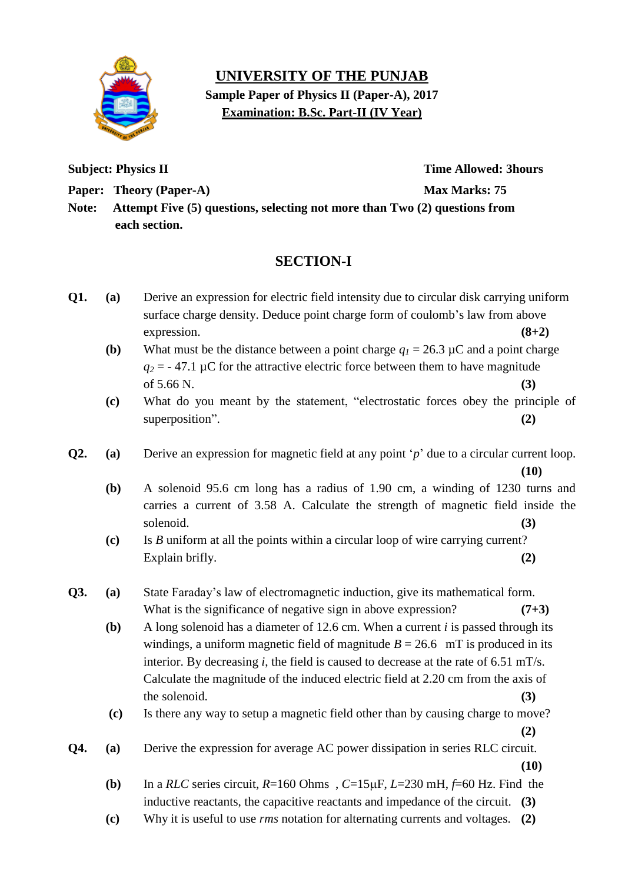# UNIVERSITY OF THE PUNJAB

**Sample Paper of Physics II (Paper-A), 2017**

**Examination: B.Sc. Part-II (IV Year)**

**Subject: Physics II** | **Time Allowed: 3hours**

**Paper: Theory (Paper-A)** | **Max Marks: 75**

**Note: Attempt Five (5) questions, selecting not more than Two (2) questions from each section.**

## SECTION-I

**Q1. (a)** Derive an expression for electric field intensity due to circular disk carrying uniform surface charge density. Deduce point charge form of coulomb's law from above expression. **(8+2)**

**(b)** What must be the distance between a point charge $q_1$ = 26.3 μC and a point charge $q_2$ = - 47.1 μC for the attractive electric force between them to have magnitude of 5.66 N. **(3)**

**(c)** What do you meant by the statement, "electrostatic forces obey the principle of superposition". **(2)**

**Q2. (a)** Derive an expression for magnetic field at any point '*p*' due to a circular current loop. **(10)**

**(b)** A solenoid 95.6 cm long has a radius of 1.90 cm, a winding of 1230 turns and carries a current of 3.58 A. Calculate the strength of magnetic field inside the solenoid. **(3)**

**(c)** Is *B* uniform at all the points within a circular loop of wire carrying current? Explain brifly. **(2)**

**Q3. (a)** State Faraday's law of electromagnetic induction, give its mathematical form. What is the significance of negative sign in above expression? **(7+3)**

**(b)** A long solenoid has a diameter of 12.6 cm. When a current *i* is passed through its windings, a uniform magnetic field of magnitude *B* = 26.6 mT is produced in its interior. By decreasing *i*, the field is caused to decrease at the rate of 6.51 mT/s. Calculate the magnitude of the induced electric field at 2.20 cm from the axis of the solenoid. **(3)**

**(c)** Is there any way to setup a magnetic field other than by causing charge to move? **(2)**

**Q4. (a)** Derive the expression for average AC power dissipation in series RLC circuit. **(10)**

**(b)** In a *RLC* series circuit, *R*=160 Ohms , *C*=15μF, *L*=230 mH, *f*=60 Hz. Find the inductive reactants, the capacitive reactants and impedance of the circuit. **(3)**

**(c)** Why it is useful to use *rms* notation for alternating currents and voltages. **(2)**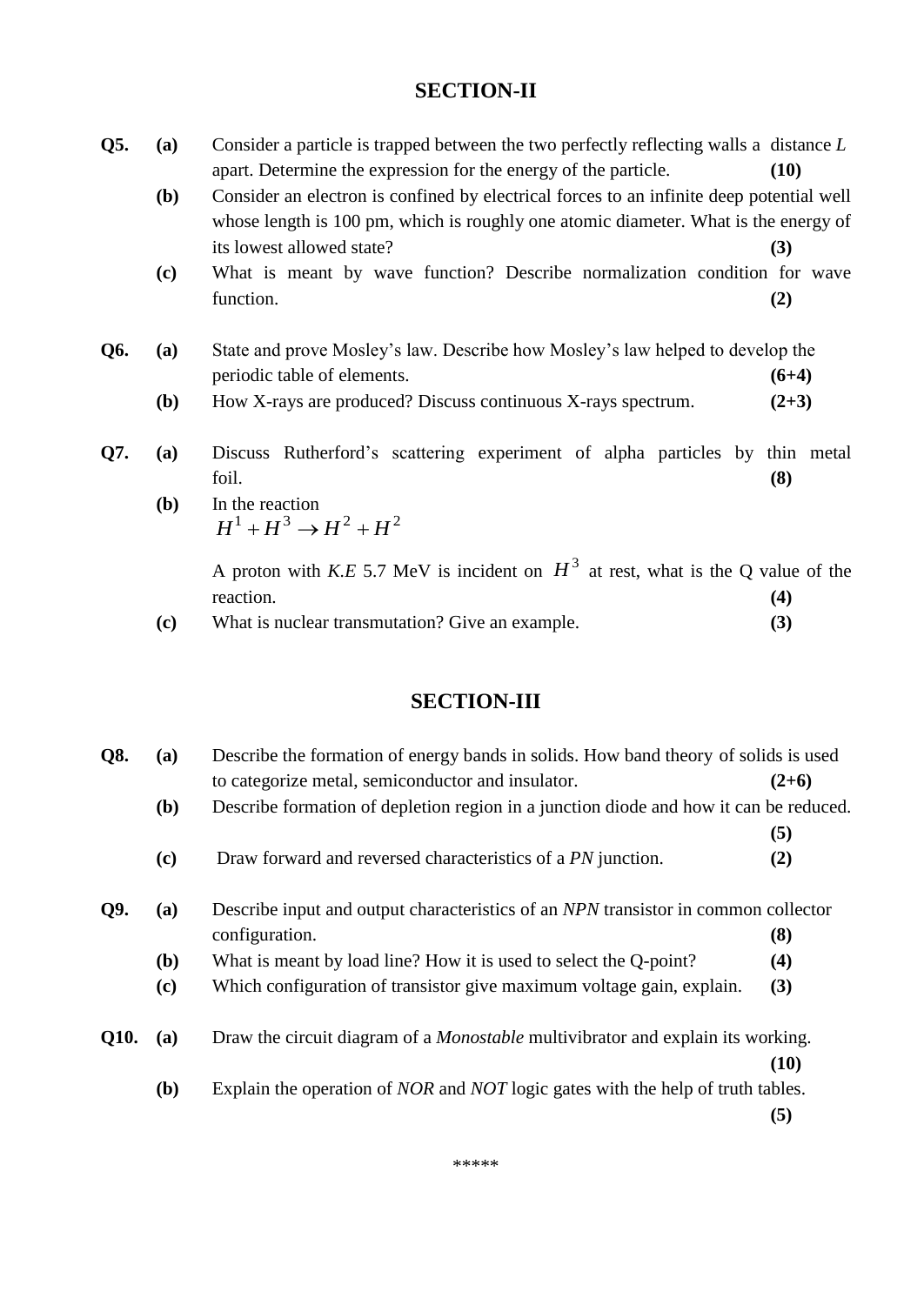## SECTION-II

**Q5.** **(a)** Consider a particle is trapped between the two perfectly reflecting walls a distance $L$ apart. Determine the expression for the energy of the particle. **(10)**

**(b)** Consider an electron is confined by electrical forces to an infinite deep potential well whose length is 100 pm, which is roughly one atomic diameter. What is the energy of its lowest allowed state? **(3)**

**(c)** What is meant by wave function? Describe normalization condition for wave function. **(2)**

**Q6.** **(a)** State and prove Mosley's law. Describe how Mosley's law helped to develop the periodic table of elements. **(6+4)**

**(b)** How X-rays are produced? Discuss continuous X-rays spectrum. **(2+3)**

**Q7.** **(a)** Discuss Rutherford's scattering experiment of alpha particles by thin metal foil. **(8)**

**(b)** In the reaction

$$H^1 + H^3 \rightarrow H^2 + H^2$$

A proton with *K.E* 5.7 MeV is incident on $H^3$ at rest, what is the Q value of the reaction. **(4)**

**(c)** What is nuclear transmutation? Give an example. **(3)**

## SECTION-III

**Q8.** **(a)** Describe the formation of energy bands in solids. How band theory of solids is used to categorize metal, semiconductor and insulator. **(2+6)**

**(b)** Describe formation of depletion region in a junction diode and how it can be reduced. **(5)**

**(c)** Draw forward and reversed characteristics of a *PN* junction. **(2)**

**Q9.** **(a)** Describe input and output characteristics of an *NPN* transistor in common collector configuration. **(8)**

**(b)** What is meant by load line? How it is used to select the Q-point? **(4)**

**(c)** Which configuration of transistor give maximum voltage gain, explain. **(3)**

**Q10.** **(a)** Draw the circuit diagram of a *Monostable* multivibrator and explain its working. **(10)**

**(b)** Explain the operation of *NOR* and *NOT* logic gates with the help of truth tables. **(5)**

*****